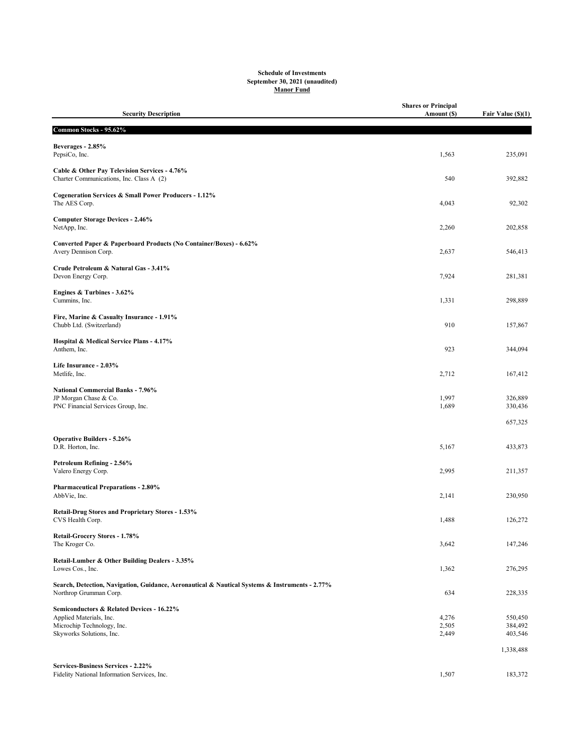**Schedule of Investments**
**September 30, 2021 (unaudited)**
**Manor Fund**

| Security Description | Shares or Principal Amount ($) | Fair Value ($)(1) |
|---|---|---|
| **Common Stocks - 95.62%** | | |
| **Beverages - 2.85%** | | |
| PepsiCo, Inc. | 1,563 | 235,091 |
| **Cable & Other Pay Television Services - 4.76%** | | |
| Charter Communications, Inc. Class A (2) | 540 | 392,882 |
| **Cogeneration Services & Small Power Producers - 1.12%** | | |
| The AES Corp. | 4,043 | 92,302 |
| **Computer Storage Devices - 2.46%** | | |
| NetApp, Inc. | 2,260 | 202,858 |
| **Converted Paper & Paperboard Products (No Container/Boxes) - 6.62%** | | |
| Avery Dennison Corp. | 2,637 | 546,413 |
| **Crude Petroleum & Natural Gas - 3.41%** | | |
| Devon Energy Corp. | 7,924 | 281,381 |
| **Engines & Turbines - 3.62%** | | |
| Cummins, Inc. | 1,331 | 298,889 |
| **Fire, Marine & Casualty Insurance - 1.91%** | | |
| Chubb Ltd. (Switzerland) | 910 | 157,867 |
| **Hospital & Medical Service Plans - 4.17%** | | |
| Anthem, Inc. | 923 | 344,094 |
| **Life Insurance - 2.03%** | | |
| Metlife, Inc. | 2,712 | 167,412 |
| **National Commercial Banks - 7.96%** | | |
| JP Morgan Chase & Co. | 1,997 | 326,889 |
| PNC Financial Services Group, Inc. | 1,689 | 330,436 |
| | | 657,325 |
| **Operative Builders - 5.26%** | | |
| D.R. Horton, Inc. | 5,167 | 433,873 |
| **Petroleum Refining - 2.56%** | | |
| Valero Energy Corp. | 2,995 | 211,357 |
| **Pharmaceutical Preparations - 2.80%** | | |
| AbbVie, Inc. | 2,141 | 230,950 |
| **Retail-Drug Stores and Proprietary Stores - 1.53%** | | |
| CVS Health Corp. | 1,488 | 126,272 |
| **Retail-Grocery Stores - 1.78%** | | |
| The Kroger Co. | 3,642 | 147,246 |
| **Retail-Lumber & Other Building Dealers - 3.35%** | | |
| Lowes Cos., Inc. | 1,362 | 276,295 |
| **Search, Detection, Navigation, Guidance, Aeronautical & Nautical Systems & Instruments - 2.77%** | | |
| Northrop Grumman Corp. | 634 | 228,335 |
| **Semiconductors & Related Devices - 16.22%** | | |
| Applied Materials, Inc. | 4,276 | 550,450 |
| Microchip Technology, Inc. | 2,505 | 384,492 |
| Skyworks Solutions, Inc. | 2,449 | 403,546 |
| | | 1,338,488 |
| **Services-Business Services - 2.22%** | | |
| Fidelity National Information Services, Inc. | 1,507 | 183,372 |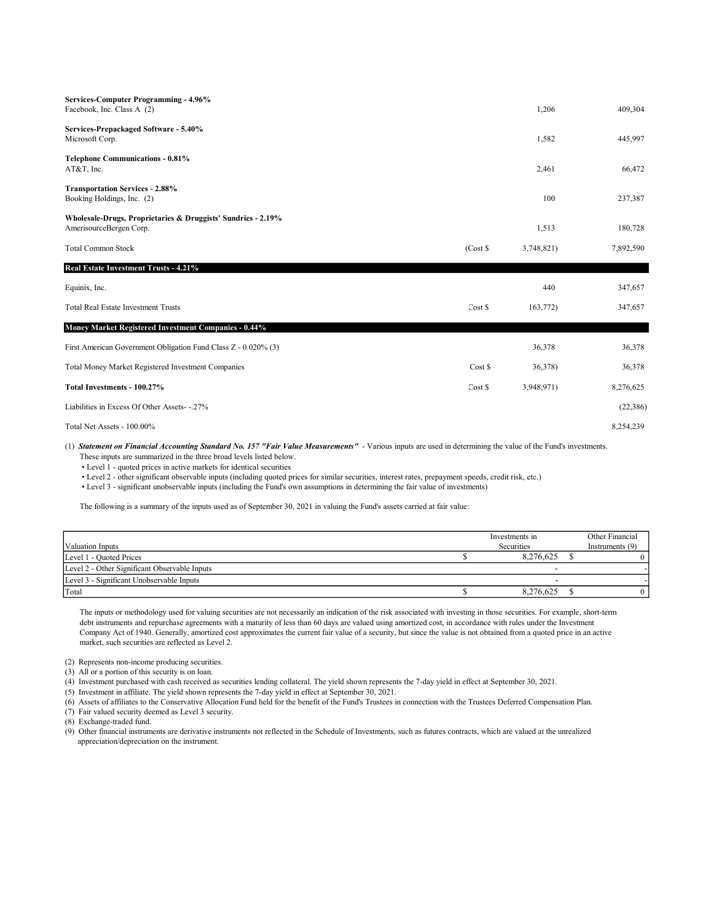| | | | |
|---|---|---|---|
| **Services-Computer Programming - 4.96%** | | | |
| Facebook, Inc. Class A (2) | | 1,206 | 409,304 |
| **Services-Prepackaged Software - 5.40%** | | | |
| Microsoft Corp. | | 1,582 | 445,997 |
| **Telephone Communications - 0.81%** | | | |
| AT&T, Inc. | | 2,461 | 66,472 |
| **Transportation Services - 2.88%** | | | |
| Booking Holdings, Inc. (2) | | 100 | 237,387 |
| **Wholesale-Drugs, Proprietaries & Druggists' Sundries - 2.19%** | | | |
| AmerisourceBergen Corp. | | 1,513 | 180,728 |
| Total Common Stock | (Cost $ | 3,748,821) | 7,892,590 |
| **Real Estate Investment Trusts - 4.21%** | | | |
| Equinix, Inc. | | 440 | 347,657 |
| Total Real Estate Investment Trusts | Cost $ | 163,772) | 347,657 |
| **Money Market Registered Investment Companies - 0.44%** | | | |
| First American Government Obligation Fund Class Z - 0.020% (3) | | 36,378 | 36,378 |
| Total Money Market Registered Investment Companies | Cost $ | 36,378) | 36,378 |
| **Total Investments - 100.27%** | Cost $ | 3,948,971) | 8,276,625 |
| Liabilities in Excess Of Other Assets- -.27% | | | (22,386) |
| Total Net Assets - 100.00% | | | 8,254,239 |

(1) ***Statement on Financial Accounting Standard No. 157 "Fair Value Measurements"*** - Various inputs are used in determining the value of the Fund's investments. These inputs are summarized in the three broad levels listed below.

- Level 1 - quoted prices in active markets for identical securities
- Level 2 - other significant observable inputs (including quoted prices for similar securities, interest rates, prepayment speeds, credit risk, etc.)
- Level 3 - significant unobservable inputs (including the Fund's own assumptions in determining the fair value of investments)

The following is a summary of the inputs used as of September 30, 2021 in valuing the Fund's assets carried at fair value:

| Valuation Inputs | Investments in Securities | Other Financial Instruments (9) |
|---|---|---|
| Level 1 - Quoted Prices | $ 8,276,625 | $ 0 |
| Level 2 - Other Significant Observable Inputs | - | - |
| Level 3 - Significant Unobservable Inputs | - | - |
| Total | $ 8,276,625 | $ 0 |

The inputs or methodology used for valuing securities are not necessarily an indication of the risk associated with investing in those securities. For example, short-term debt instruments and repurchase agreements with a maturity of less than 60 days are valued using amortized cost, in accordance with rules under the Investment Company Act of 1940. Generally, amortized cost approximates the current fair value of a security, but since the value is not obtained from a quoted price in an active market, such securities are reflected as Level 2.

(2) Represents non-income producing securities.
(3) All or a portion of this security is on loan.
(4) Investment purchased with cash received as securities lending collateral. The yield shown represents the 7-day yield in effect at September 30, 2021.
(5) Investment in affiliate. The yield shown represents the 7-day yield in effect at September 30, 2021.
(6) Assets of affiliates to the Conservative Allocation Fund held for the benefit of the Fund's Trustees in connection with the Trustees Deferred Compensation Plan.
(7) Fair valued security deemed as Level 3 security.
(8) Exchange-traded fund.
(9) Other financial instruments are derivative instruments not reflected in the Schedule of Investments, such as futures contracts, which are valued at the unrealized appreciation/depreciation on the instrument.